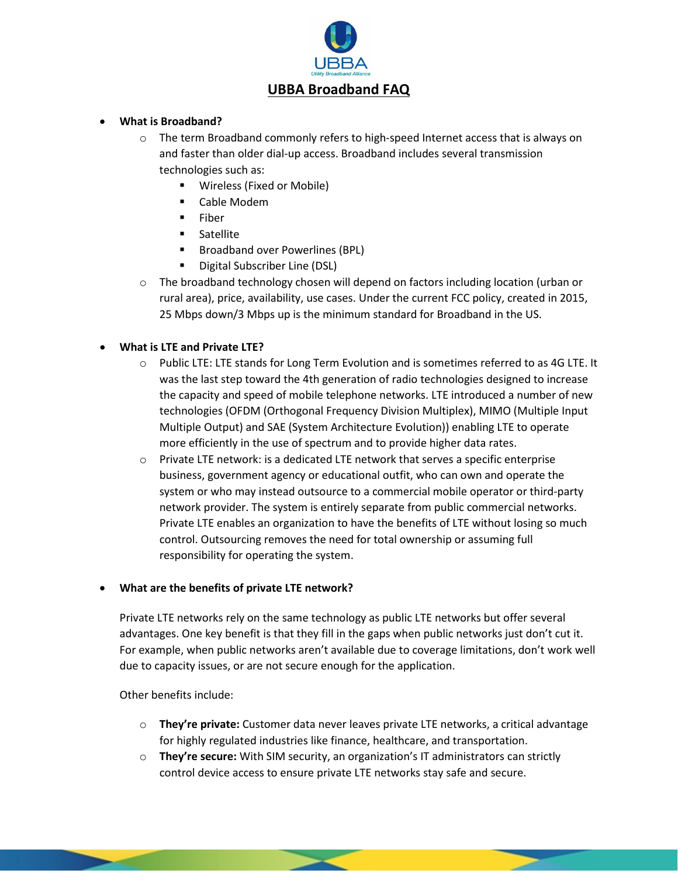# UBBA Broadband FAQ

- **What is Broadband?**
  - The term Broadband commonly refers to high-speed Internet access that is always on and faster than older dial-up access. Broadband includes several transmission technologies such as:
    - Wireless (Fixed or Mobile)
    - Cable Modem
    - Fiber
    - Satellite
    - Broadband over Powerlines (BPL)
    - Digital Subscriber Line (DSL)
  - The broadband technology chosen will depend on factors including location (urban or rural area), price, availability, use cases. Under the current FCC policy, created in 2015, 25 Mbps down/3 Mbps up is the minimum standard for Broadband in the US.

- **What is LTE and Private LTE?**
  - Public LTE: LTE stands for Long Term Evolution and is sometimes referred to as 4G LTE. It was the last step toward the 4th generation of radio technologies designed to increase the capacity and speed of mobile telephone networks. LTE introduced a number of new technologies (OFDM (Orthogonal Frequency Division Multiplex), MIMO (Multiple Input Multiple Output) and SAE (System Architecture Evolution)) enabling LTE to operate more efficiently in the use of spectrum and to provide higher data rates.
  - Private LTE network: is a dedicated LTE network that serves a specific enterprise business, government agency or educational outfit, who can own and operate the system or who may instead outsource to a commercial mobile operator or third-party network provider. The system is entirely separate from public commercial networks. Private LTE enables an organization to have the benefits of LTE without losing so much control. Outsourcing removes the need for total ownership or assuming full responsibility for operating the system.

- **What are the benefits of private LTE network?**

  Private LTE networks rely on the same technology as public LTE networks but offer several advantages. One key benefit is that they fill in the gaps when public networks just don't cut it. For example, when public networks aren't available due to coverage limitations, don't work well due to capacity issues, or are not secure enough for the application.

  Other benefits include:

  - **They're private:** Customer data never leaves private LTE networks, a critical advantage for highly regulated industries like finance, healthcare, and transportation.
  - **They're secure:** With SIM security, an organization's IT administrators can strictly control device access to ensure private LTE networks stay safe and secure.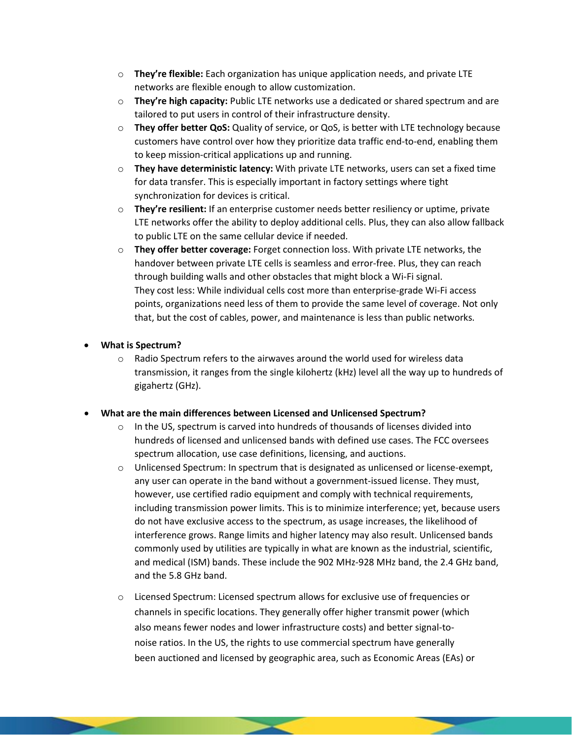- **They're flexible:** Each organization has unique application needs, and private LTE networks are flexible enough to allow customization.
  - **They're high capacity:** Public LTE networks use a dedicated or shared spectrum and are tailored to put users in control of their infrastructure density.
  - **They offer better QoS:** Quality of service, or QoS, is better with LTE technology because customers have control over how they prioritize data traffic end-to-end, enabling them to keep mission-critical applications up and running.
  - **They have deterministic latency:** With private LTE networks, users can set a fixed time for data transfer. This is especially important in factory settings where tight synchronization for devices is critical.
  - **They're resilient:** If an enterprise customer needs better resiliency or uptime, private LTE networks offer the ability to deploy additional cells. Plus, they can also allow fallback to public LTE on the same cellular device if needed.
  - **They offer better coverage:** Forget connection loss. With private LTE networks, the handover between private LTE cells is seamless and error-free. Plus, they can reach through building walls and other obstacles that might block a Wi-Fi signal.
    They cost less: While individual cells cost more than enterprise-grade Wi-Fi access points, organizations need less of them to provide the same level of coverage. Not only that, but the cost of cables, power, and maintenance is less than public networks.

- **What is Spectrum?**
  - Radio Spectrum refers to the airwaves around the world used for wireless data transmission, it ranges from the single kilohertz (kHz) level all the way up to hundreds of gigahertz (GHz).

- **What are the main differences between Licensed and Unlicensed Spectrum?**
  - In the US, spectrum is carved into hundreds of thousands of licenses divided into hundreds of licensed and unlicensed bands with defined use cases. The FCC oversees spectrum allocation, use case definitions, licensing, and auctions.
  - Unlicensed Spectrum: In spectrum that is designated as unlicensed or license-exempt, any user can operate in the band without a government-issued license. They must, however, use certified radio equipment and comply with technical requirements, including transmission power limits. This is to minimize interference; yet, because users do not have exclusive access to the spectrum, as usage increases, the likelihood of interference grows. Range limits and higher latency may also result. Unlicensed bands commonly used by utilities are typically in what are known as the industrial, scientific, and medical (ISM) bands. These include the 902 MHz-928 MHz band, the 2.4 GHz band, and the 5.8 GHz band.
  - Licensed Spectrum: Licensed spectrum allows for exclusive use of frequencies or channels in specific locations. They generally offer higher transmit power (which also means fewer nodes and lower infrastructure costs) and better signal-to-noise ratios. In the US, the rights to use commercial spectrum have generally been auctioned and licensed by geographic area, such as Economic Areas (EAs) or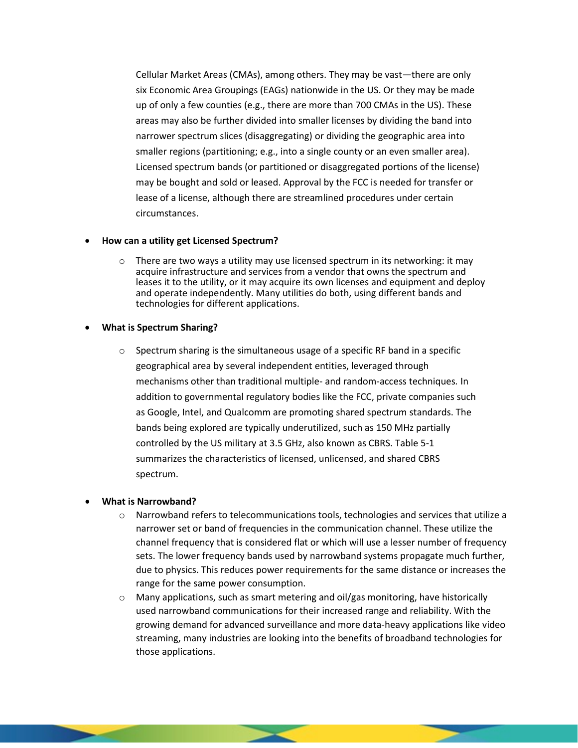Cellular Market Areas (CMAs), among others. They may be vast—there are only six Economic Area Groupings (EAGs) nationwide in the US. Or they may be made up of only a few counties (e.g., there are more than 700 CMAs in the US). These areas may also be further divided into smaller licenses by dividing the band into narrower spectrum slices (disaggregating) or dividing the geographic area into smaller regions (partitioning; e.g., into a single county or an even smaller area). Licensed spectrum bands (or partitioned or disaggregated portions of the license) may be bought and sold or leased. Approval by the FCC is needed for transfer or lease of a license, although there are streamlined procedures under certain circumstances.

- **How can a utility get Licensed Spectrum?**
  - There are two ways a utility may use licensed spectrum in its networking: it may acquire infrastructure and services from a vendor that owns the spectrum and leases it to the utility, or it may acquire its own licenses and equipment and deploy and operate independently. Many utilities do both, using different bands and technologies for different applications.

- **What is Spectrum Sharing?**
  - Spectrum sharing is the simultaneous usage of a specific RF band in a specific geographical area by several independent entities, leveraged through mechanisms other than traditional multiple- and random-access techniques. In addition to governmental regulatory bodies like the FCC, private companies such as Google, Intel, and Qualcomm are promoting shared spectrum standards. The bands being explored are typically underutilized, such as 150 MHz partially controlled by the US military at 3.5 GHz, also known as CBRS. Table 5-1 summarizes the characteristics of licensed, unlicensed, and shared CBRS spectrum.

- **What is Narrowband?**
  - Narrowband refers to telecommunications tools, technologies and services that utilize a narrower set or band of frequencies in the communication channel. These utilize the channel frequency that is considered flat or which will use a lesser number of frequency sets. The lower frequency bands used by narrowband systems propagate much further, due to physics. This reduces power requirements for the same distance or increases the range for the same power consumption.
  - Many applications, such as smart metering and oil/gas monitoring, have historically used narrowband communications for their increased range and reliability. With the growing demand for advanced surveillance and more data-heavy applications like video streaming, many industries are looking into the benefits of broadband technologies for those applications.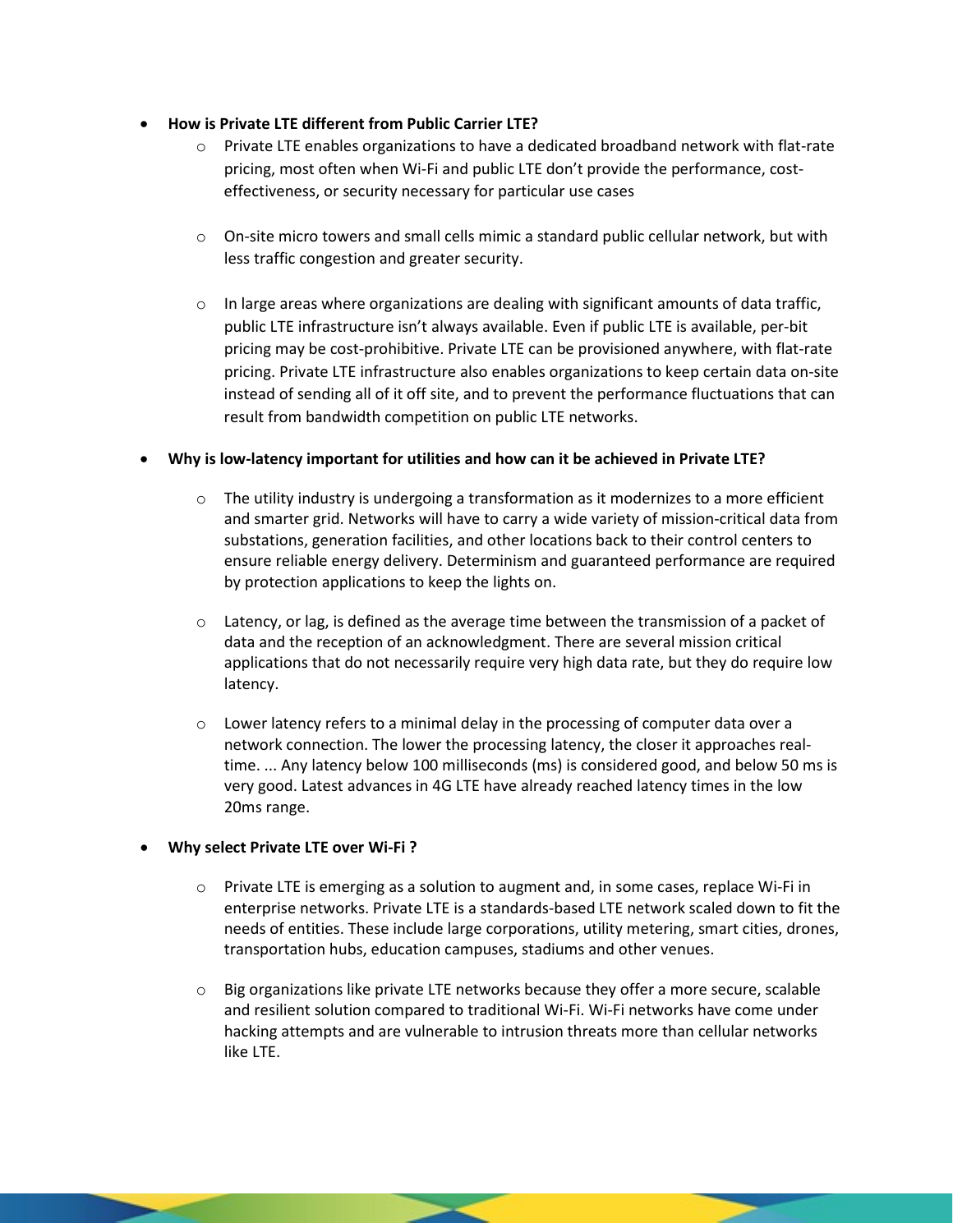- **How is Private LTE different from Public Carrier LTE?**
    - Private LTE enables organizations to have a dedicated broadband network with flat-rate pricing, most often when Wi-Fi and public LTE don't provide the performance, cost-effectiveness, or security necessary for particular use cases

    - On-site micro towers and small cells mimic a standard public cellular network, but with less traffic congestion and greater security.

    - In large areas where organizations are dealing with significant amounts of data traffic, public LTE infrastructure isn't always available. Even if public LTE is available, per-bit pricing may be cost-prohibitive. Private LTE can be provisioned anywhere, with flat-rate pricing. Private LTE infrastructure also enables organizations to keep certain data on-site instead of sending all of it off site, and to prevent the performance fluctuations that can result from bandwidth competition on public LTE networks.

- **Why is low-latency important for utilities and how can it be achieved in Private LTE?**

    - The utility industry is undergoing a transformation as it modernizes to a more efficient and smarter grid. Networks will have to carry a wide variety of mission-critical data from substations, generation facilities, and other locations back to their control centers to ensure reliable energy delivery. Determinism and guaranteed performance are required by protection applications to keep the lights on.

    - Latency, or lag, is defined as the average time between the transmission of a packet of data and the reception of an acknowledgment. There are several mission critical applications that do not necessarily require very high data rate, but they do require low latency.

    - Lower latency refers to a minimal delay in the processing of computer data over a network connection. The lower the processing latency, the closer it approaches real-time. ... Any latency below 100 milliseconds (ms) is considered good, and below 50 ms is very good. Latest advances in 4G LTE have already reached latency times in the low 20ms range.

- **Why select Private LTE over Wi-Fi ?**

    - Private LTE is emerging as a solution to augment and, in some cases, replace Wi-Fi in enterprise networks. Private LTE is a standards-based LTE network scaled down to fit the needs of entities. These include large corporations, utility metering, smart cities, drones, transportation hubs, education campuses, stadiums and other venues.

    - Big organizations like private LTE networks because they offer a more secure, scalable and resilient solution compared to traditional Wi-Fi. Wi-Fi networks have come under hacking attempts and are vulnerable to intrusion threats more than cellular networks like LTE.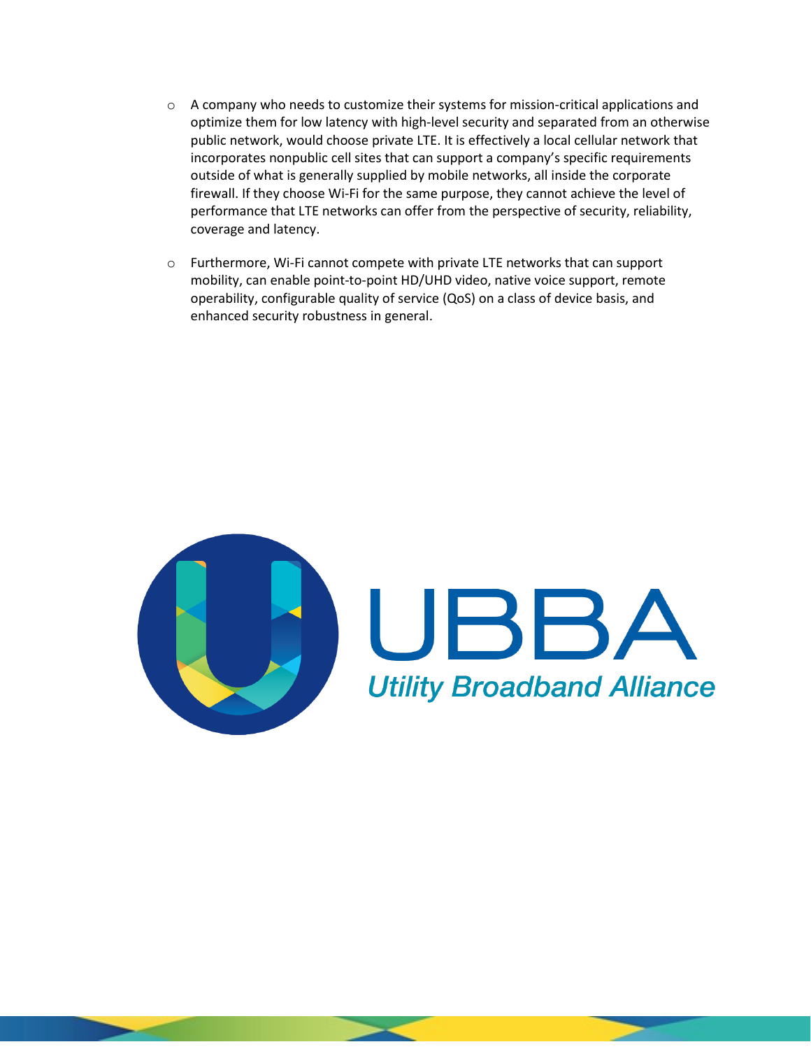- A company who needs to customize their systems for mission-critical applications and optimize them for low latency with high-level security and separated from an otherwise public network, would choose private LTE. It is effectively a local cellular network that incorporates nonpublic cell sites that can support a company's specific requirements outside of what is generally supplied by mobile networks, all inside the corporate firewall. If they choose Wi-Fi for the same purpose, they cannot achieve the level of performance that LTE networks can offer from the perspective of security, reliability, coverage and latency.

- Furthermore, Wi-Fi cannot compete with private LTE networks that can support mobility, can enable point-to-point HD/UHD video, native voice support, remote operability, configurable quality of service (QoS) on a class of device basis, and enhanced security robustness in general.

UBBA

*Utility Broadband Alliance*